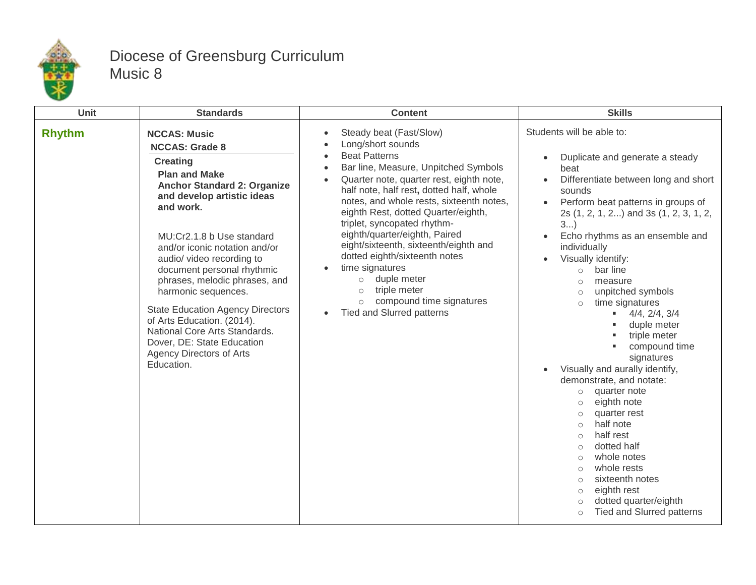# Diocese of Greensburg Curriculum
## Music 8

| Unit | Standards | Content | Skills |
|---|---|---|---|
| **Rhythm** | **NCCAS: Music**<br>**NCCAS: Grade 8**<br>**Creating**<br>**Plan and Make**<br>**Anchor Standard 2: Organize and develop artistic ideas and work.**<br><br>MU:Cr2.1.8 b Use standard and/or iconic notation and/or audio/ video recording to document personal rhythmic phrases, melodic phrases, and harmonic sequences.<br><br>State Education Agency Directors of Arts Education. (2014). National Core Arts Standards. Dover, DE: State Education Agency Directors of Arts Education. | • Steady beat (Fast/Slow)<br>• Long/short sounds<br>• Beat Patterns<br>• Bar line, Measure, Unpitched Symbols<br>• Quarter note, quarter rest, eighth note, half note, half rest**,** dotted half, whole notes, and whole rests, sixteenth notes, eighth Rest, dotted Quarter/eighth, triplet, syncopated rhythm-eighth/quarter/eighth, Paired eight/sixteenth, sixteenth/eighth and dotted eighth/sixteenth notes<br>• time signatures<br>&nbsp;&nbsp;○ duple meter<br>&nbsp;&nbsp;○ triple meter<br>&nbsp;&nbsp;○ compound time signatures<br>• Tied and Slurred patterns | Students will be able to:<br><br>• Duplicate and generate a steady beat<br>• Differentiate between long and short sounds<br>• Perform beat patterns in groups of 2s (1, 2, 1, 2...) and 3s (1, 2, 3, 1, 2, 3...)<br>• Echo rhythms as an ensemble and individually<br>• Visually identify:<br>&nbsp;&nbsp;○ bar line<br>&nbsp;&nbsp;○ measure<br>&nbsp;&nbsp;○ unpitched symbols<br>&nbsp;&nbsp;○ time signatures<br>&nbsp;&nbsp;&nbsp;&nbsp;▪ 4/4, 2/4, 3/4<br>&nbsp;&nbsp;&nbsp;&nbsp;▪ duple meter<br>&nbsp;&nbsp;&nbsp;&nbsp;▪ triple meter<br>&nbsp;&nbsp;&nbsp;&nbsp;▪ compound time signatures<br>• Visually and aurally identify, demonstrate, and notate:<br>&nbsp;&nbsp;○ quarter note<br>&nbsp;&nbsp;○ eighth note<br>&nbsp;&nbsp;○ quarter rest<br>&nbsp;&nbsp;○ half note<br>&nbsp;&nbsp;○ half rest<br>&nbsp;&nbsp;○ dotted half<br>&nbsp;&nbsp;○ whole notes<br>&nbsp;&nbsp;○ whole rests<br>&nbsp;&nbsp;○ sixteenth notes<br>&nbsp;&nbsp;○ eighth rest<br>&nbsp;&nbsp;○ dotted quarter/eighth<br>&nbsp;&nbsp;○ Tied and Slurred patterns |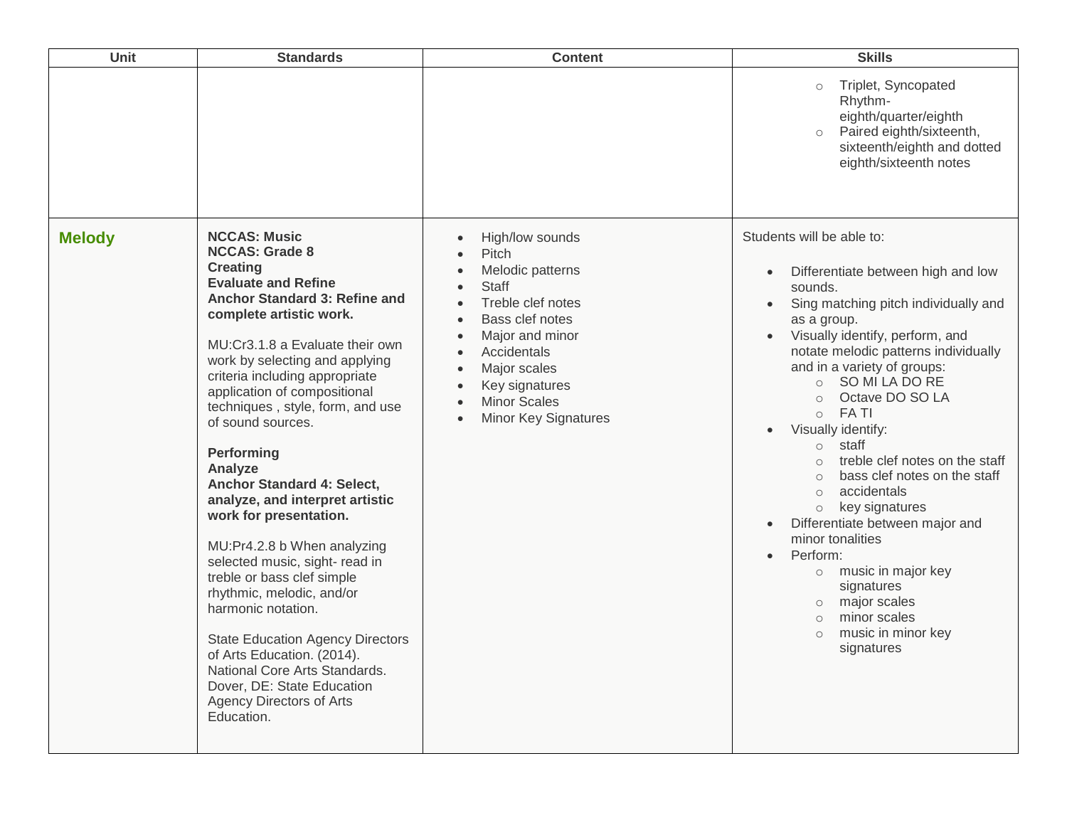| Unit | Standards | Content | Skills |
|---|---|---|---|
| | | | ○ Triplet, Syncopated Rhythm- eighth/quarter/eighth<br>○ Paired eighth/sixteenth, sixteenth/eighth and dotted eighth/sixteenth notes |
| **Melody** | **NCCAS: Music**<br>**NCCAS: Grade 8**<br>**Creating**<br>**Evaluate and Refine**<br>**Anchor Standard 3: Refine and complete artistic work.**<br><br>MU:Cr3.1.8 a Evaluate their own work by selecting and applying criteria including appropriate application of compositional techniques , style, form, and use of sound sources.<br><br>**Performing**<br>**Analyze**<br>**Anchor Standard 4: Select, analyze, and interpret artistic work for presentation.**<br><br>MU:Pr4.2.8 b When analyzing selected music, sight- read in treble or bass clef simple rhythmic, melodic, and/or harmonic notation.<br><br>State Education Agency Directors of Arts Education. (2014). National Core Arts Standards. Dover, DE: State Education Agency Directors of Arts Education. | • High/low sounds<br>• Pitch<br>• Melodic patterns<br>• Staff<br>• Treble clef notes<br>• Bass clef notes<br>• Major and minor<br>• Accidentals<br>• Major scales<br>• Key signatures<br>• Minor Scales<br>• Minor Key Signatures | Students will be able to:<br><br>• Differentiate between high and low sounds.<br>• Sing matching pitch individually and as a group.<br>• Visually identify, perform, and notate melodic patterns individually and in a variety of groups:<br>○ SO MI LA DO RE<br>○ Octave DO SO LA<br>○ FA TI<br>• Visually identify:<br>○ staff<br>○ treble clef notes on the staff<br>○ bass clef notes on the staff<br>○ accidentals<br>○ key signatures<br>• Differentiate between major and minor tonalities<br>• Perform:<br>○ music in major key signatures<br>○ major scales<br>○ minor scales<br>○ music in minor key signatures |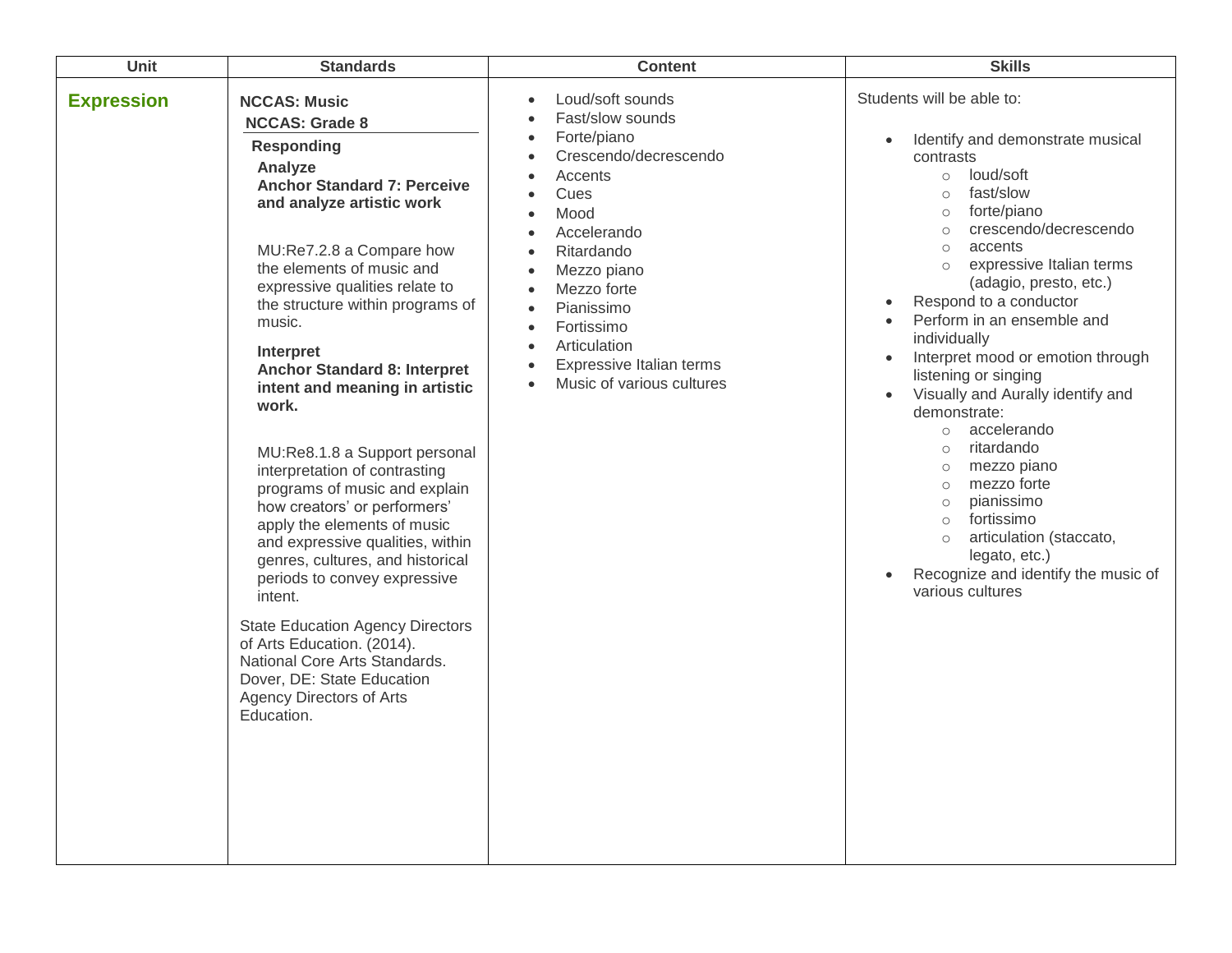| Unit | Standards | Content | Skills |
|---|---|---|---|
| **Expression** | **NCCAS: Music**<br>**NCCAS: Grade 8**<br>**Responding**<br>**Analyze**<br>**Anchor Standard 7: Perceive and analyze artistic work**<br><br>MU:Re7.2.8 a Compare how the elements of music and expressive qualities relate to the structure within programs of music.<br><br>**Interpret**<br>**Anchor Standard 8: Interpret intent and meaning in artistic work.**<br><br>MU:Re8.1.8 a Support personal interpretation of contrasting programs of music and explain how creators' or performers' apply the elements of music and expressive qualities, within genres, cultures, and historical periods to convey expressive intent.<br><br>State Education Agency Directors of Arts Education. (2014). National Core Arts Standards. Dover, DE: State Education Agency Directors of Arts Education. | • Loud/soft sounds<br>• Fast/slow sounds<br>• Forte/piano<br>• Crescendo/decrescendo<br>• Accents<br>• Cues<br>• Mood<br>• Accelerando<br>• Ritardando<br>• Mezzo piano<br>• Mezzo forte<br>• Pianissimo<br>• Fortissimo<br>• Articulation<br>• Expressive Italian terms<br>• Music of various cultures | Students will be able to:<br><br>• Identify and demonstrate musical contrasts<br>  ○ loud/soft<br>  ○ fast/slow<br>  ○ forte/piano<br>  ○ crescendo/decrescendo<br>  ○ accents<br>  ○ expressive Italian terms (adagio, presto, etc.)<br>• Respond to a conductor<br>• Perform in an ensemble and individually<br>• Interpret mood or emotion through listening or singing<br>• Visually and Aurally identify and demonstrate:<br>  ○ accelerando<br>  ○ ritardando<br>  ○ mezzo piano<br>  ○ mezzo forte<br>  ○ pianissimo<br>  ○ fortissimo<br>  ○ articulation (staccato, legato, etc.)<br>• Recognize and identify the music of various cultures |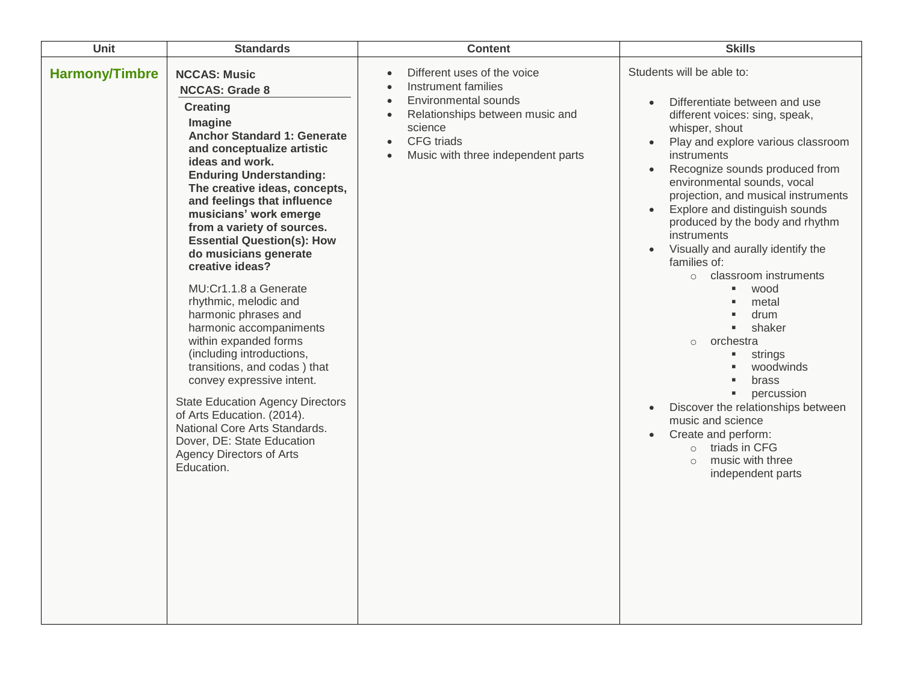| Unit | Standards | Content | Skills |
|---|---|---|---|
| **Harmony/Timbre** | **NCCAS: Music**<br>**NCCAS: Grade 8**<br>**Creating**<br>**Imagine**<br>**Anchor Standard 1: Generate and conceptualize artistic ideas and work.**<br>**Enduring Understanding: The creative ideas, concepts, and feelings that influence musicians' work emerge from a variety of sources.**<br>**Essential Question(s): How do musicians generate creative ideas?**<br><br>MU:Cr1.1.8 a Generate rhythmic, melodic and harmonic phrases and harmonic accompaniments within expanded forms (including introductions, transitions, and codas ) that convey expressive intent.<br><br>State Education Agency Directors of Arts Education. (2014). National Core Arts Standards. Dover, DE: State Education Agency Directors of Arts Education. | • Different uses of the voice<br>• Instrument families<br>• Environmental sounds<br>• Relationships between music and science<br>• CFG triads<br>• Music with three independent parts | Students will be able to:<br><br>• Differentiate between and use different voices: sing, speak, whisper, shout<br>• Play and explore various classroom instruments<br>• Recognize sounds produced from environmental sounds, vocal projection, and musical instruments<br>• Explore and distinguish sounds produced by the body and rhythm instruments<br>• Visually and aurally identify the families of:<br>&nbsp;&nbsp;○ classroom instruments<br>&nbsp;&nbsp;&nbsp;&nbsp;▪ wood<br>&nbsp;&nbsp;&nbsp;&nbsp;▪ metal<br>&nbsp;&nbsp;&nbsp;&nbsp;▪ drum<br>&nbsp;&nbsp;&nbsp;&nbsp;▪ shaker<br>&nbsp;&nbsp;○ orchestra<br>&nbsp;&nbsp;&nbsp;&nbsp;▪ strings<br>&nbsp;&nbsp;&nbsp;&nbsp;▪ woodwinds<br>&nbsp;&nbsp;&nbsp;&nbsp;▪ brass<br>&nbsp;&nbsp;&nbsp;&nbsp;▪ percussion<br>• Discover the relationships between music and science<br>• Create and perform:<br>&nbsp;&nbsp;○ triads in CFG<br>&nbsp;&nbsp;○ music with three independent parts |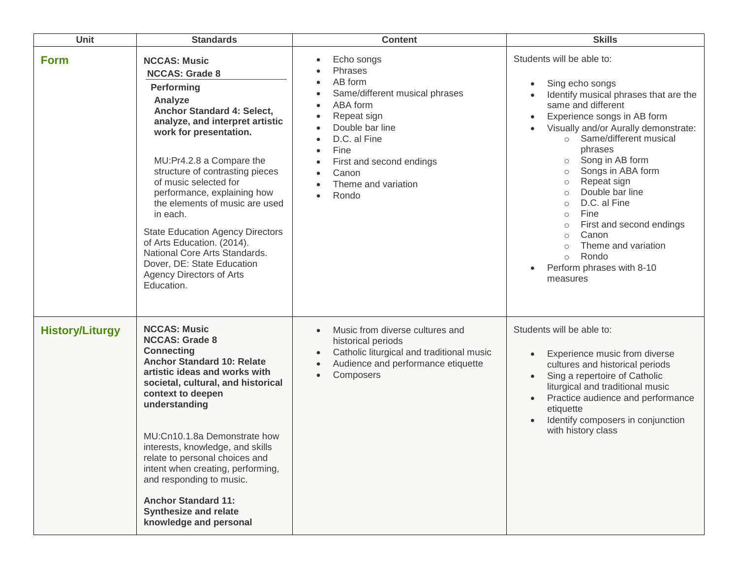| Unit | Standards | Content | Skills |
| --- | --- | --- | --- |
| **Form** | **NCCAS: Music**<br>**NCCAS: Grade 8**<br>**Performing**<br>**Analyze**<br>**Anchor Standard 4: Select, analyze, and interpret artistic work for presentation.**<br><br>MU:Pr4.2.8 a Compare the structure of contrasting pieces of music selected for performance, explaining how the elements of music are used in each.<br><br>State Education Agency Directors of Arts Education. (2014). National Core Arts Standards. Dover, DE: State Education Agency Directors of Arts Education. | • Echo songs<br>• Phrases<br>• AB form<br>• Same/different musical phrases<br>• ABA form<br>• Repeat sign<br>• Double bar line<br>• D.C. al Fine<br>• Fine<br>• First and second endings<br>• Canon<br>• Theme and variation<br>• Rondo | Students will be able to:<br><br>• Sing echo songs<br>• Identify musical phrases that are the same and different<br>• Experience songs in AB form<br>• Visually and/or Aurally demonstrate:<br>  ○ Same/different musical phrases<br>  ○ Song in AB form<br>  ○ Songs in ABA form<br>  ○ Repeat sign<br>  ○ Double bar line<br>  ○ D.C. al Fine<br>  ○ Fine<br>  ○ First and second endings<br>  ○ Canon<br>  ○ Theme and variation<br>  ○ Rondo<br>• Perform phrases with 8-10 measures |
| **History/Liturgy** | **NCCAS: Music**<br>**NCCAS: Grade 8**<br>**Connecting**<br>**Anchor Standard 10: Relate artistic ideas and works with societal, cultural, and historical context to deepen understanding**<br><br>MU:Cn10.1.8a Demonstrate how interests, knowledge, and skills relate to personal choices and intent when creating, performing, and responding to music.<br><br>**Anchor Standard 11: Synthesize and relate knowledge and personal** | • Music from diverse cultures and historical periods<br>• Catholic liturgical and traditional music<br>• Audience and performance etiquette<br>• Composers | Students will be able to:<br><br>• Experience music from diverse cultures and historical periods<br>• Sing a repertoire of Catholic liturgical and traditional music<br>• Practice audience and performance etiquette<br>• Identify composers in conjunction with history class |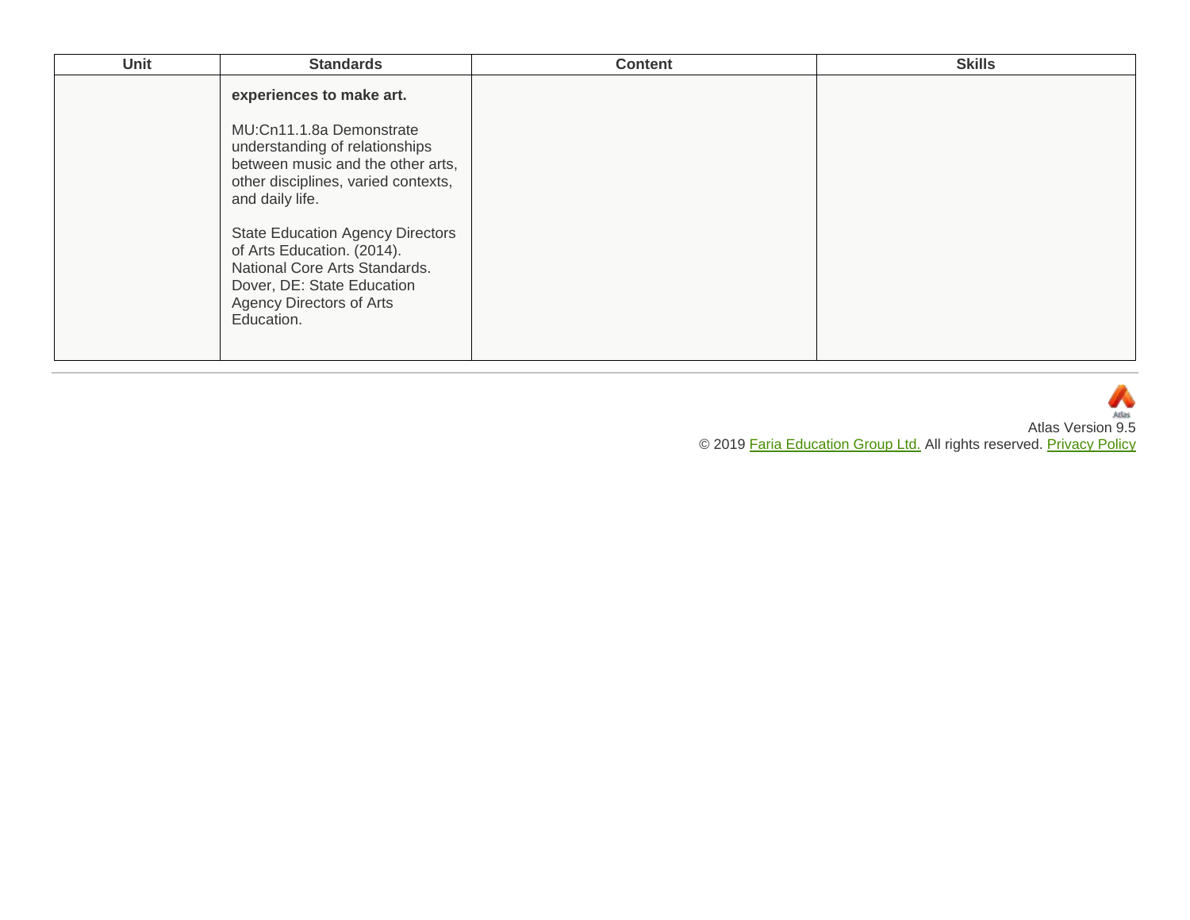| Unit | Standards | Content | Skills |
| --- | --- | --- | --- |
| | **experiences to make art.**<br><br>MU:Cn11.1.8a Demonstrate understanding of relationships between music and the other arts, other disciplines, varied contexts, and daily life.<br><br>State Education Agency Directors of Arts Education. (2014). National Core Arts Standards. Dover, DE: State Education Agency Directors of Arts Education. | | |

Atlas Version 9.5
© 2019 Faria Education Group Ltd. All rights reserved. Privacy Policy